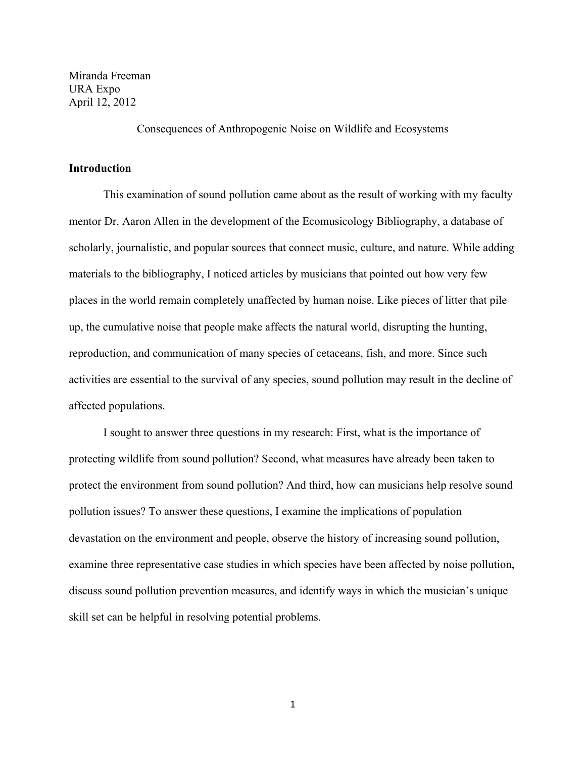Miranda Freeman
URA Expo
April 12, 2012

# Consequences of Anthropogenic Noise on Wildlife and Ecosystems

## Introduction

This examination of sound pollution came about as the result of working with my faculty mentor Dr. Aaron Allen in the development of the Ecomusicology Bibliography, a database of scholarly, journalistic, and popular sources that connect music, culture, and nature. While adding materials to the bibliography, I noticed articles by musicians that pointed out how very few places in the world remain completely unaffected by human noise. Like pieces of litter that pile up, the cumulative noise that people make affects the natural world, disrupting the hunting, reproduction, and communication of many species of cetaceans, fish, and more. Since such activities are essential to the survival of any species, sound pollution may result in the decline of affected populations.

I sought to answer three questions in my research: First, what is the importance of protecting wildlife from sound pollution? Second, what measures have already been taken to protect the environment from sound pollution? And third, how can musicians help resolve sound pollution issues? To answer these questions, I examine the implications of population devastation on the environment and people, observe the history of increasing sound pollution, examine three representative case studies in which species have been affected by noise pollution, discuss sound pollution prevention measures, and identify ways in which the musician's unique skill set can be helpful in resolving potential problems.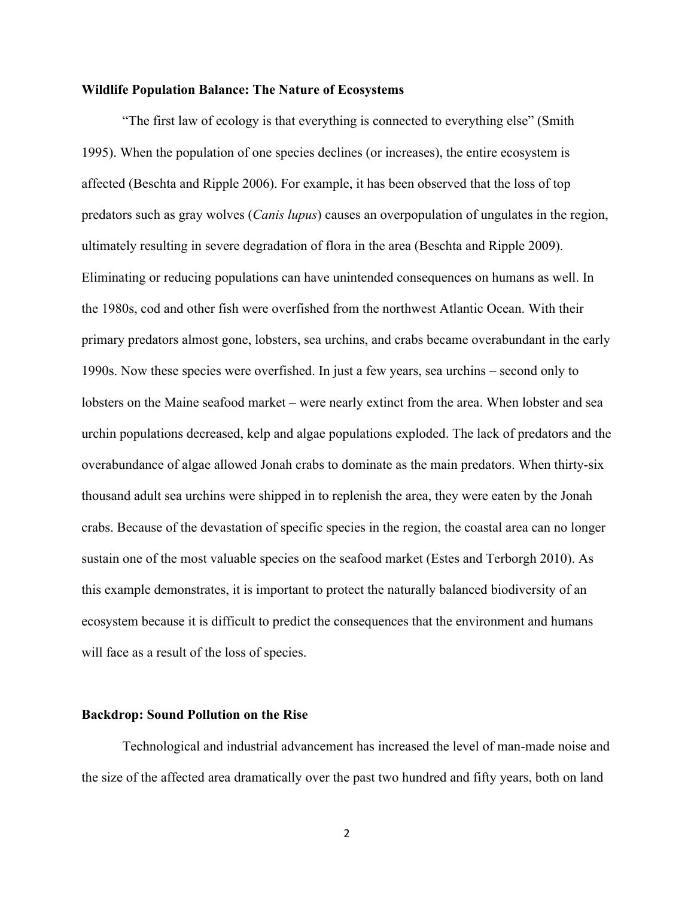**Wildlife Population Balance: The Nature of Ecosystems**

"The first law of ecology is that everything is connected to everything else" (Smith 1995). When the population of one species declines (or increases), the entire ecosystem is affected (Beschta and Ripple 2006). For example, it has been observed that the loss of top predators such as gray wolves (*Canis lupus*) causes an overpopulation of ungulates in the region, ultimately resulting in severe degradation of flora in the area (Beschta and Ripple 2009). Eliminating or reducing populations can have unintended consequences on humans as well. In the 1980s, cod and other fish were overfished from the northwest Atlantic Ocean. With their primary predators almost gone, lobsters, sea urchins, and crabs became overabundant in the early 1990s. Now these species were overfished. In just a few years, sea urchins – second only to lobsters on the Maine seafood market – were nearly extinct from the area. When lobster and sea urchin populations decreased, kelp and algae populations exploded. The lack of predators and the overabundance of algae allowed Jonah crabs to dominate as the main predators. When thirty-six thousand adult sea urchins were shipped in to replenish the area, they were eaten by the Jonah crabs. Because of the devastation of specific species in the region, the coastal area can no longer sustain one of the most valuable species on the seafood market (Estes and Terborgh 2010). As this example demonstrates, it is important to protect the naturally balanced biodiversity of an ecosystem because it is difficult to predict the consequences that the environment and humans will face as a result of the loss of species.

**Backdrop: Sound Pollution on the Rise**

Technological and industrial advancement has increased the level of man-made noise and the size of the affected area dramatically over the past two hundred and fifty years, both on land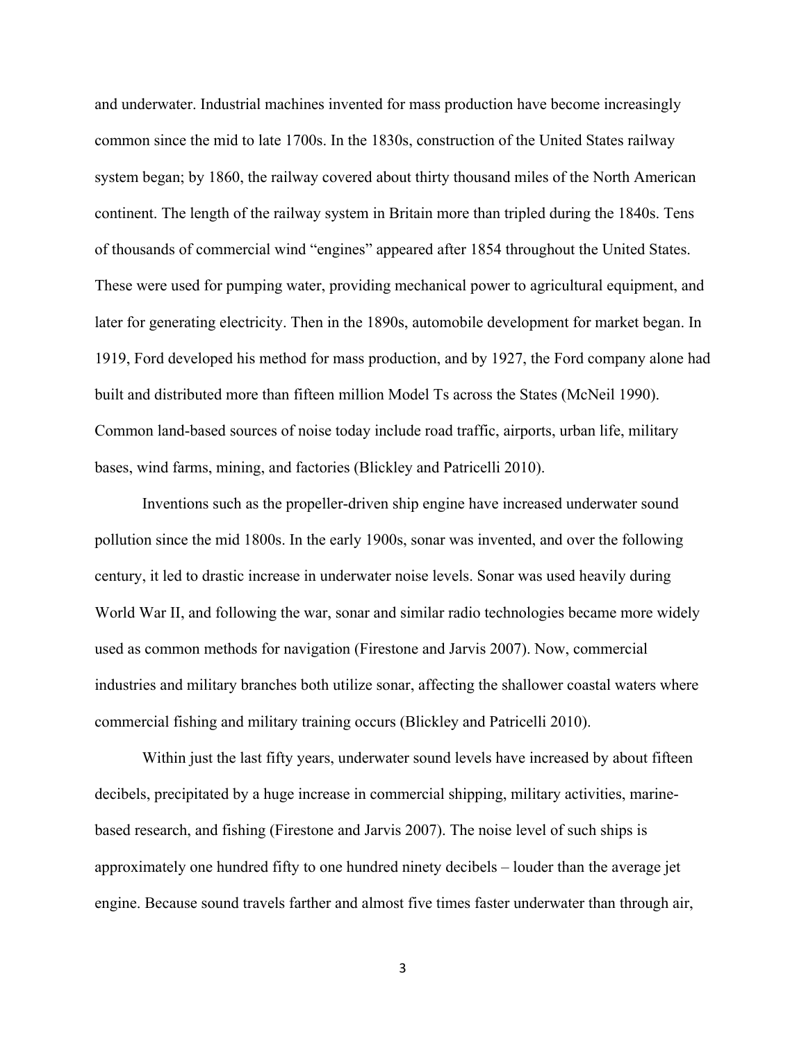and underwater. Industrial machines invented for mass production have become increasingly common since the mid to late 1700s. In the 1830s, construction of the United States railway system began; by 1860, the railway covered about thirty thousand miles of the North American continent. The length of the railway system in Britain more than tripled during the 1840s. Tens of thousands of commercial wind "engines" appeared after 1854 throughout the United States. These were used for pumping water, providing mechanical power to agricultural equipment, and later for generating electricity. Then in the 1890s, automobile development for market began. In 1919, Ford developed his method for mass production, and by 1927, the Ford company alone had built and distributed more than fifteen million Model Ts across the States (McNeil 1990). Common land-based sources of noise today include road traffic, airports, urban life, military bases, wind farms, mining, and factories (Blickley and Patricelli 2010).

Inventions such as the propeller-driven ship engine have increased underwater sound pollution since the mid 1800s. In the early 1900s, sonar was invented, and over the following century, it led to drastic increase in underwater noise levels. Sonar was used heavily during World War II, and following the war, sonar and similar radio technologies became more widely used as common methods for navigation (Firestone and Jarvis 2007). Now, commercial industries and military branches both utilize sonar, affecting the shallower coastal waters where commercial fishing and military training occurs (Blickley and Patricelli 2010).

Within just the last fifty years, underwater sound levels have increased by about fifteen decibels, precipitated by a huge increase in commercial shipping, military activities, marine-based research, and fishing (Firestone and Jarvis 2007). The noise level of such ships is approximately one hundred fifty to one hundred ninety decibels – louder than the average jet engine. Because sound travels farther and almost five times faster underwater than through air,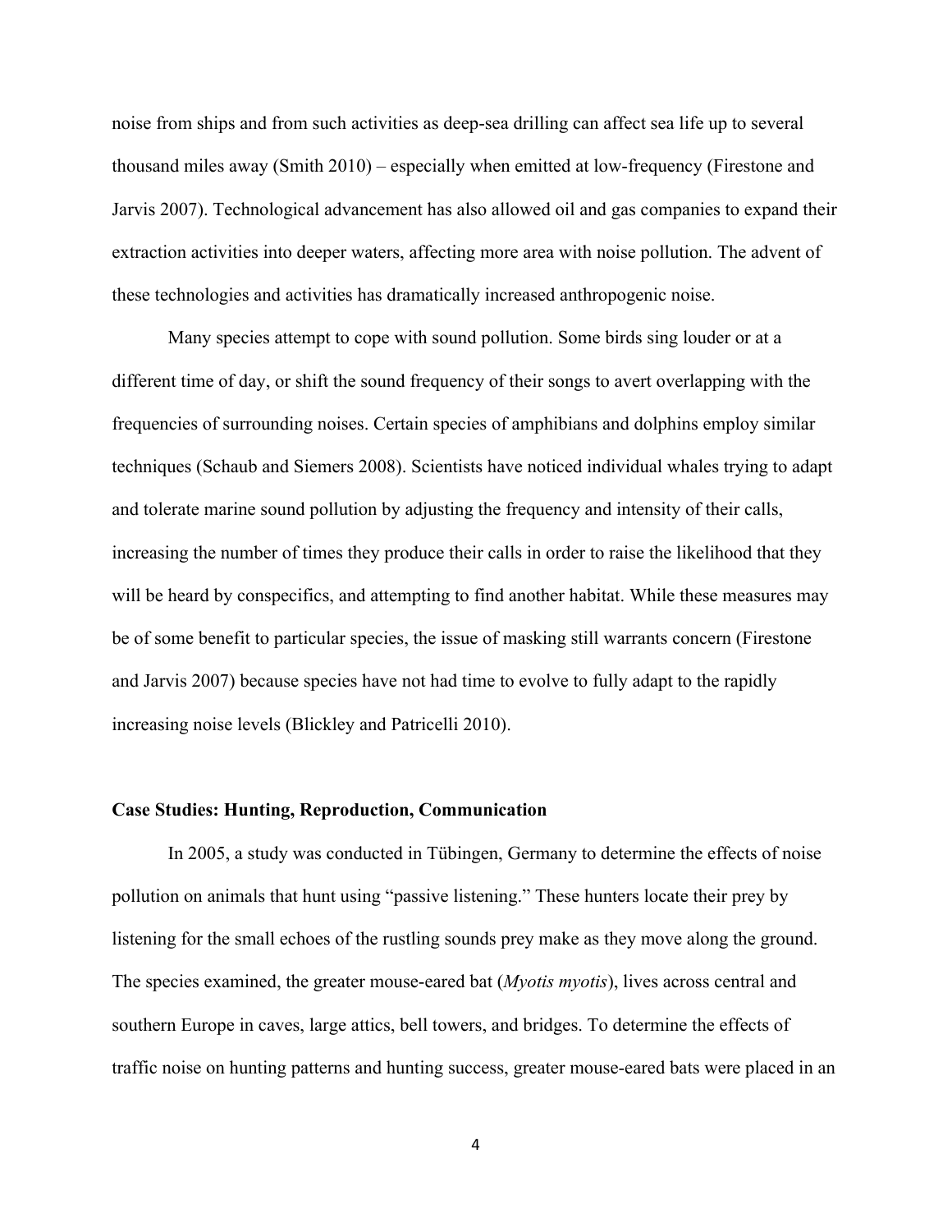noise from ships and from such activities as deep-sea drilling can affect sea life up to several thousand miles away (Smith 2010) – especially when emitted at low-frequency (Firestone and Jarvis 2007). Technological advancement has also allowed oil and gas companies to expand their extraction activities into deeper waters, affecting more area with noise pollution. The advent of these technologies and activities has dramatically increased anthropogenic noise.

Many species attempt to cope with sound pollution. Some birds sing louder or at a different time of day, or shift the sound frequency of their songs to avert overlapping with the frequencies of surrounding noises. Certain species of amphibians and dolphins employ similar techniques (Schaub and Siemers 2008). Scientists have noticed individual whales trying to adapt and tolerate marine sound pollution by adjusting the frequency and intensity of their calls, increasing the number of times they produce their calls in order to raise the likelihood that they will be heard by conspecifics, and attempting to find another habitat. While these measures may be of some benefit to particular species, the issue of masking still warrants concern (Firestone and Jarvis 2007) because species have not had time to evolve to fully adapt to the rapidly increasing noise levels (Blickley and Patricelli 2010).

**Case Studies: Hunting, Reproduction, Communication**

In 2005, a study was conducted in Tübingen, Germany to determine the effects of noise pollution on animals that hunt using "passive listening." These hunters locate their prey by listening for the small echoes of the rustling sounds prey make as they move along the ground. The species examined, the greater mouse-eared bat (*Myotis myotis*), lives across central and southern Europe in caves, large attics, bell towers, and bridges. To determine the effects of traffic noise on hunting patterns and hunting success, greater mouse-eared bats were placed in an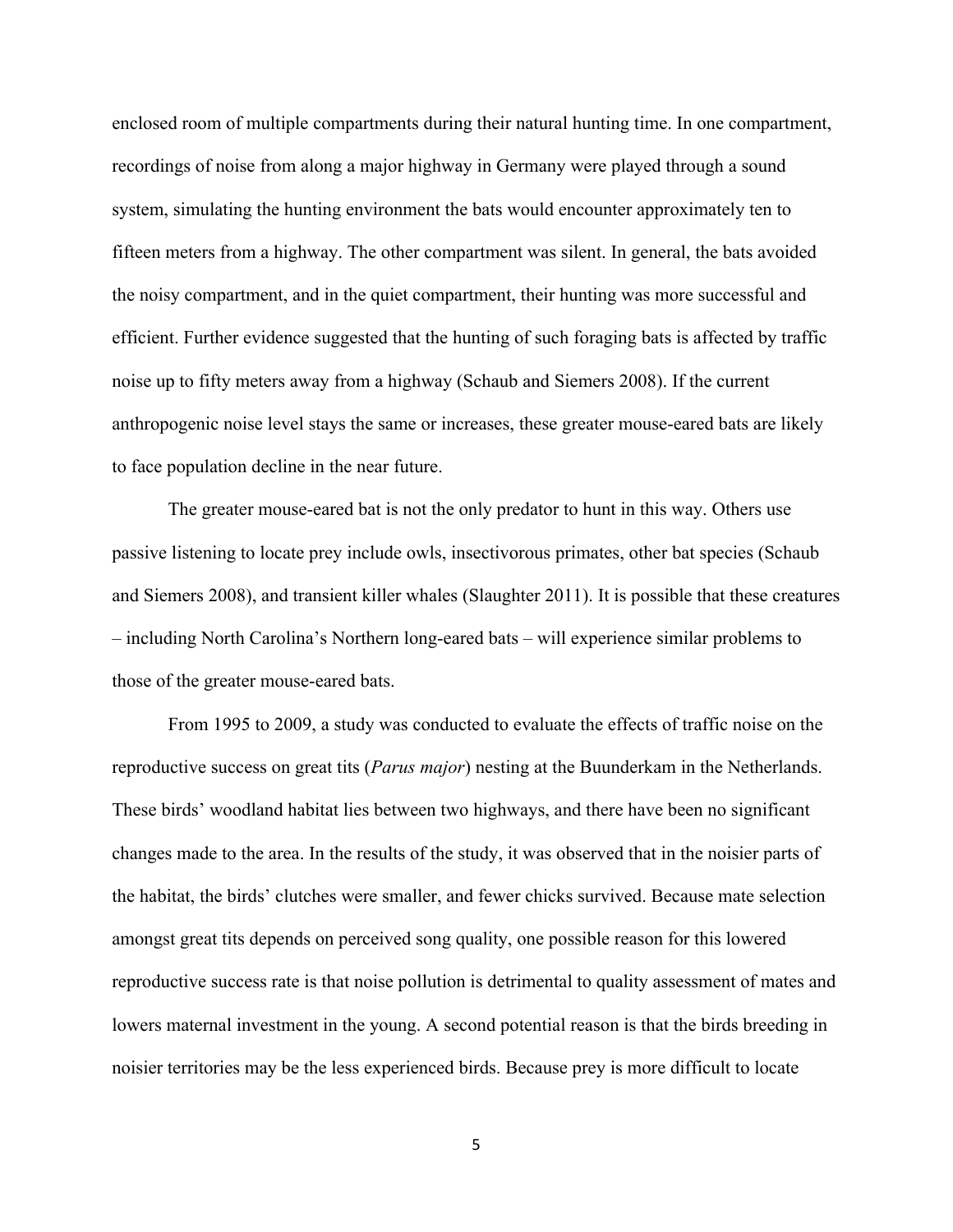enclosed room of multiple compartments during their natural hunting time. In one compartment, recordings of noise from along a major highway in Germany were played through a sound system, simulating the hunting environment the bats would encounter approximately ten to fifteen meters from a highway. The other compartment was silent. In general, the bats avoided the noisy compartment, and in the quiet compartment, their hunting was more successful and efficient. Further evidence suggested that the hunting of such foraging bats is affected by traffic noise up to fifty meters away from a highway (Schaub and Siemers 2008). If the current anthropogenic noise level stays the same or increases, these greater mouse-eared bats are likely to face population decline in the near future.

The greater mouse-eared bat is not the only predator to hunt in this way. Others use passive listening to locate prey include owls, insectivorous primates, other bat species (Schaub and Siemers 2008), and transient killer whales (Slaughter 2011). It is possible that these creatures – including North Carolina's Northern long-eared bats – will experience similar problems to those of the greater mouse-eared bats.

From 1995 to 2009, a study was conducted to evaluate the effects of traffic noise on the reproductive success on great tits (*Parus major*) nesting at the Buunderkam in the Netherlands. These birds' woodland habitat lies between two highways, and there have been no significant changes made to the area. In the results of the study, it was observed that in the noisier parts of the habitat, the birds' clutches were smaller, and fewer chicks survived. Because mate selection amongst great tits depends on perceived song quality, one possible reason for this lowered reproductive success rate is that noise pollution is detrimental to quality assessment of mates and lowers maternal investment in the young. A second potential reason is that the birds breeding in noisier territories may be the less experienced birds. Because prey is more difficult to locate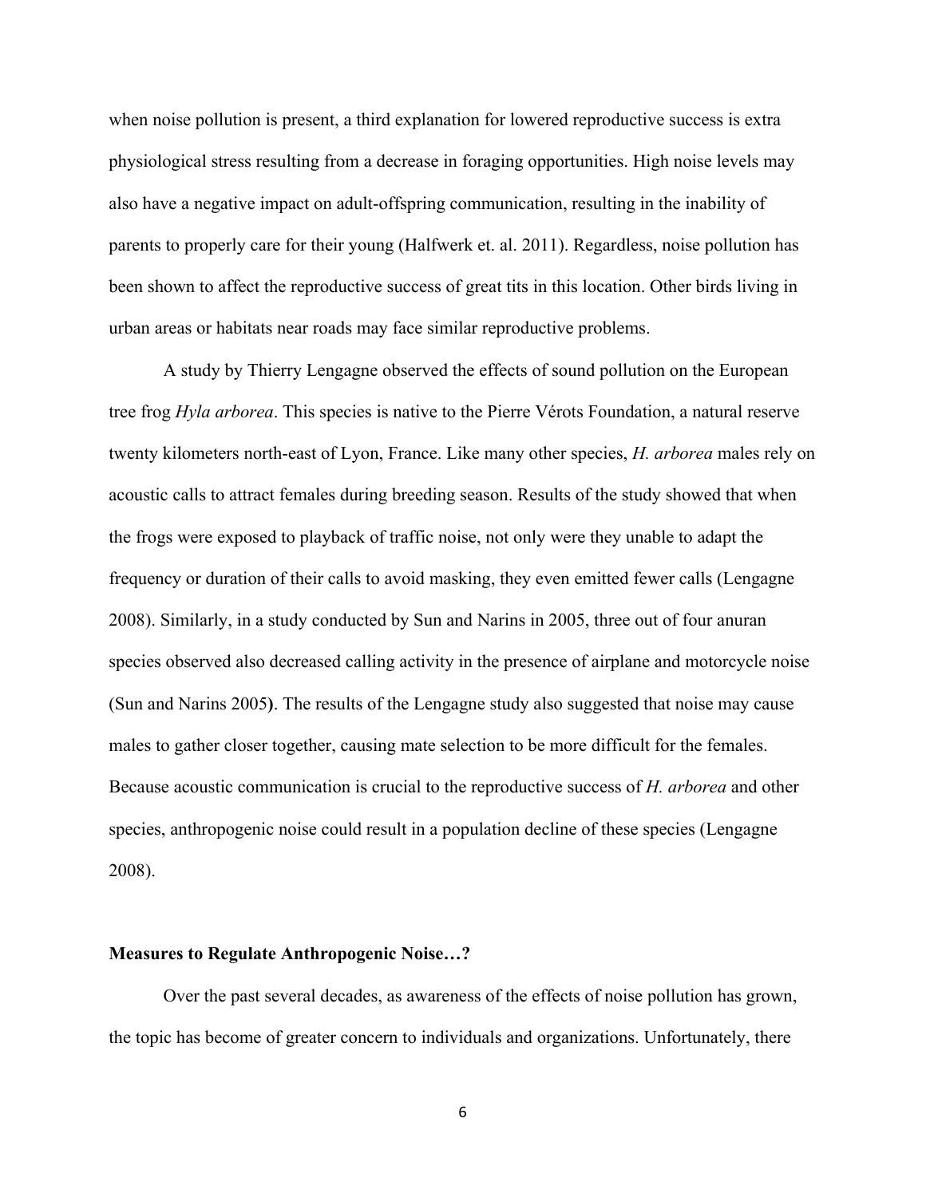when noise pollution is present, a third explanation for lowered reproductive success is extra physiological stress resulting from a decrease in foraging opportunities. High noise levels may also have a negative impact on adult-offspring communication, resulting in the inability of parents to properly care for their young (Halfwerk et. al. 2011). Regardless, noise pollution has been shown to affect the reproductive success of great tits in this location. Other birds living in urban areas or habitats near roads may face similar reproductive problems.

A study by Thierry Lengagne observed the effects of sound pollution on the European tree frog *Hyla arborea*. This species is native to the Pierre Vérots Foundation, a natural reserve twenty kilometers north-east of Lyon, France. Like many other species, *H. arborea* males rely on acoustic calls to attract females during breeding season. Results of the study showed that when the frogs were exposed to playback of traffic noise, not only were they unable to adapt the frequency or duration of their calls to avoid masking, they even emitted fewer calls (Lengagne 2008). Similarly, in a study conducted by Sun and Narins in 2005, three out of four anuran species observed also decreased calling activity in the presence of airplane and motorcycle noise (Sun and Narins 2005**)**. The results of the Lengagne study also suggested that noise may cause males to gather closer together, causing mate selection to be more difficult for the females. Because acoustic communication is crucial to the reproductive success of *H. arborea* and other species, anthropogenic noise could result in a population decline of these species (Lengagne 2008).

**Measures to Regulate Anthropogenic Noise…?**

Over the past several decades, as awareness of the effects of noise pollution has grown, the topic has become of greater concern to individuals and organizations. Unfortunately, there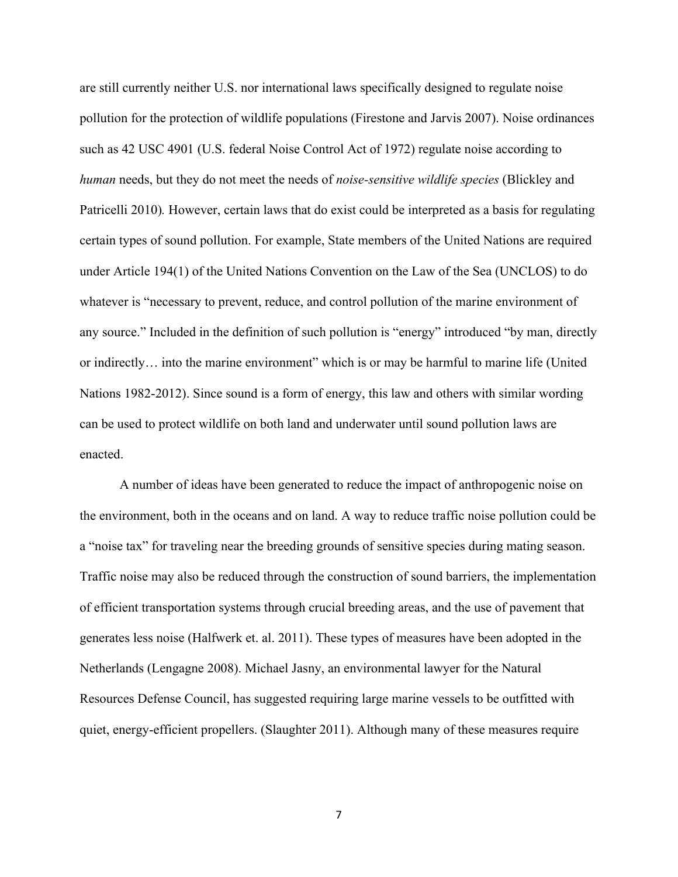are still currently neither U.S. nor international laws specifically designed to regulate noise pollution for the protection of wildlife populations (Firestone and Jarvis 2007). Noise ordinances such as 42 USC 4901 (U.S. federal Noise Control Act of 1972) regulate noise according to *human* needs, but they do not meet the needs of *noise-sensitive wildlife species* (Blickley and Patricelli 2010)*.* However, certain laws that do exist could be interpreted as a basis for regulating certain types of sound pollution. For example, State members of the United Nations are required under Article 194(1) of the United Nations Convention on the Law of the Sea (UNCLOS) to do whatever is "necessary to prevent, reduce, and control pollution of the marine environment of any source." Included in the definition of such pollution is "energy" introduced "by man, directly or indirectly… into the marine environment" which is or may be harmful to marine life (United Nations 1982-2012). Since sound is a form of energy, this law and others with similar wording can be used to protect wildlife on both land and underwater until sound pollution laws are enacted.

A number of ideas have been generated to reduce the impact of anthropogenic noise on the environment, both in the oceans and on land. A way to reduce traffic noise pollution could be a "noise tax" for traveling near the breeding grounds of sensitive species during mating season. Traffic noise may also be reduced through the construction of sound barriers, the implementation of efficient transportation systems through crucial breeding areas, and the use of pavement that generates less noise (Halfwerk et. al. 2011). These types of measures have been adopted in the Netherlands (Lengagne 2008). Michael Jasny, an environmental lawyer for the Natural Resources Defense Council, has suggested requiring large marine vessels to be outfitted with quiet, energy-efficient propellers. (Slaughter 2011). Although many of these measures require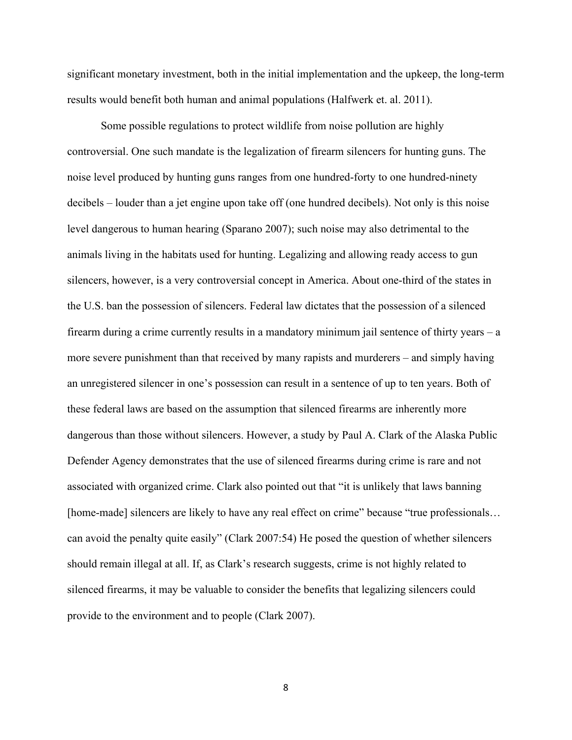significant monetary investment, both in the initial implementation and the upkeep, the long-term results would benefit both human and animal populations (Halfwerk et. al. 2011).

Some possible regulations to protect wildlife from noise pollution are highly controversial. One such mandate is the legalization of firearm silencers for hunting guns. The noise level produced by hunting guns ranges from one hundred-forty to one hundred-ninety decibels – louder than a jet engine upon take off (one hundred decibels). Not only is this noise level dangerous to human hearing (Sparano 2007); such noise may also detrimental to the animals living in the habitats used for hunting. Legalizing and allowing ready access to gun silencers, however, is a very controversial concept in America. About one-third of the states in the U.S. ban the possession of silencers. Federal law dictates that the possession of a silenced firearm during a crime currently results in a mandatory minimum jail sentence of thirty years – a more severe punishment than that received by many rapists and murderers – and simply having an unregistered silencer in one's possession can result in a sentence of up to ten years. Both of these federal laws are based on the assumption that silenced firearms are inherently more dangerous than those without silencers. However, a study by Paul A. Clark of the Alaska Public Defender Agency demonstrates that the use of silenced firearms during crime is rare and not associated with organized crime. Clark also pointed out that "it is unlikely that laws banning [home-made] silencers are likely to have any real effect on crime" because "true professionals… can avoid the penalty quite easily" (Clark 2007:54) He posed the question of whether silencers should remain illegal at all. If, as Clark's research suggests, crime is not highly related to silenced firearms, it may be valuable to consider the benefits that legalizing silencers could provide to the environment and to people (Clark 2007).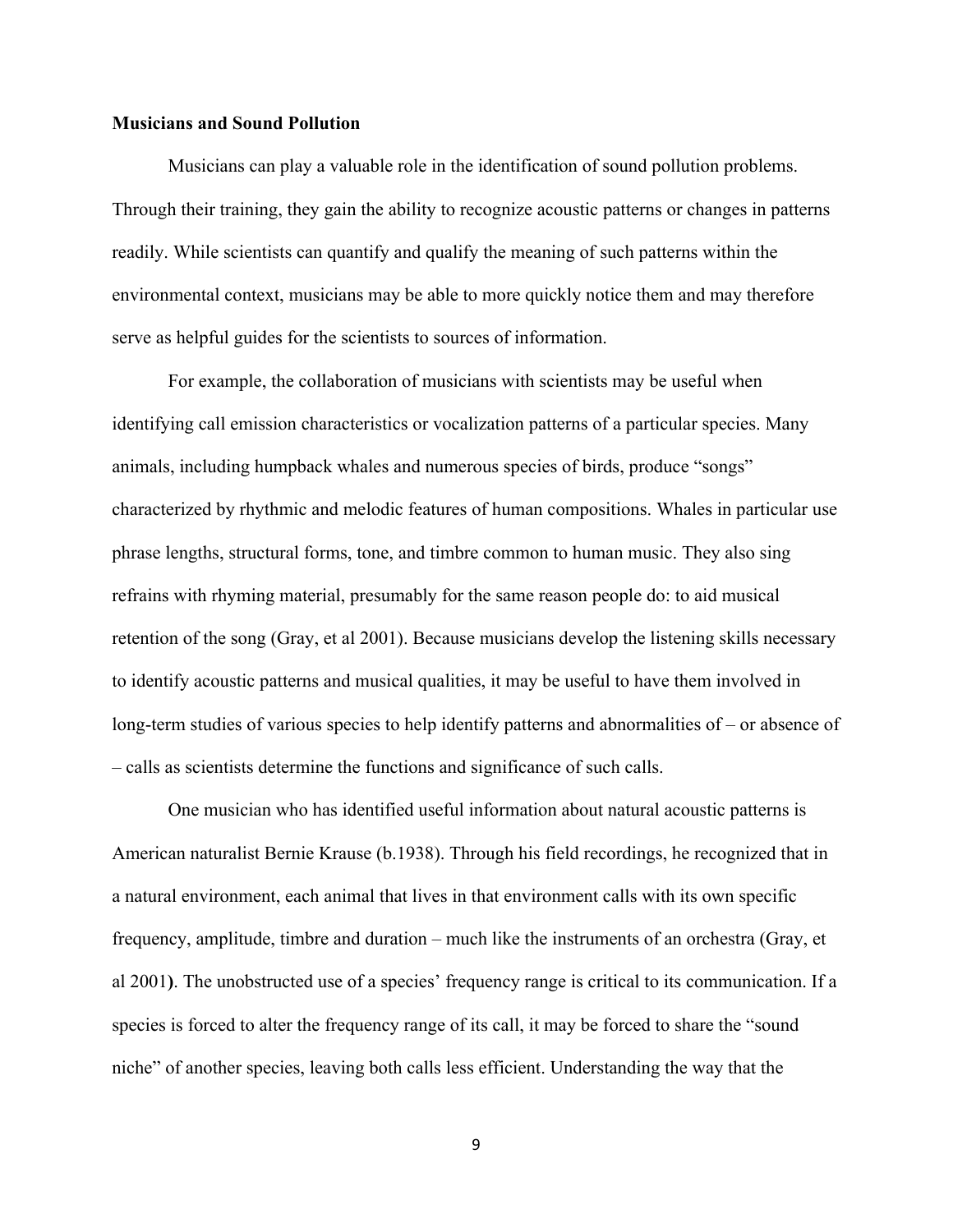**Musicians and Sound Pollution**

Musicians can play a valuable role in the identification of sound pollution problems. Through their training, they gain the ability to recognize acoustic patterns or changes in patterns readily. While scientists can quantify and qualify the meaning of such patterns within the environmental context, musicians may be able to more quickly notice them and may therefore serve as helpful guides for the scientists to sources of information.

For example, the collaboration of musicians with scientists may be useful when identifying call emission characteristics or vocalization patterns of a particular species. Many animals, including humpback whales and numerous species of birds, produce "songs" characterized by rhythmic and melodic features of human compositions. Whales in particular use phrase lengths, structural forms, tone, and timbre common to human music. They also sing refrains with rhyming material, presumably for the same reason people do: to aid musical retention of the song (Gray, et al 2001). Because musicians develop the listening skills necessary to identify acoustic patterns and musical qualities, it may be useful to have them involved in long-term studies of various species to help identify patterns and abnormalities of – or absence of – calls as scientists determine the functions and significance of such calls.

One musician who has identified useful information about natural acoustic patterns is American naturalist Bernie Krause (b.1938). Through his field recordings, he recognized that in a natural environment, each animal that lives in that environment calls with its own specific frequency, amplitude, timbre and duration – much like the instruments of an orchestra (Gray, et al 2001). The unobstructed use of a species' frequency range is critical to its communication. If a species is forced to alter the frequency range of its call, it may be forced to share the "sound niche" of another species, leaving both calls less efficient. Understanding the way that the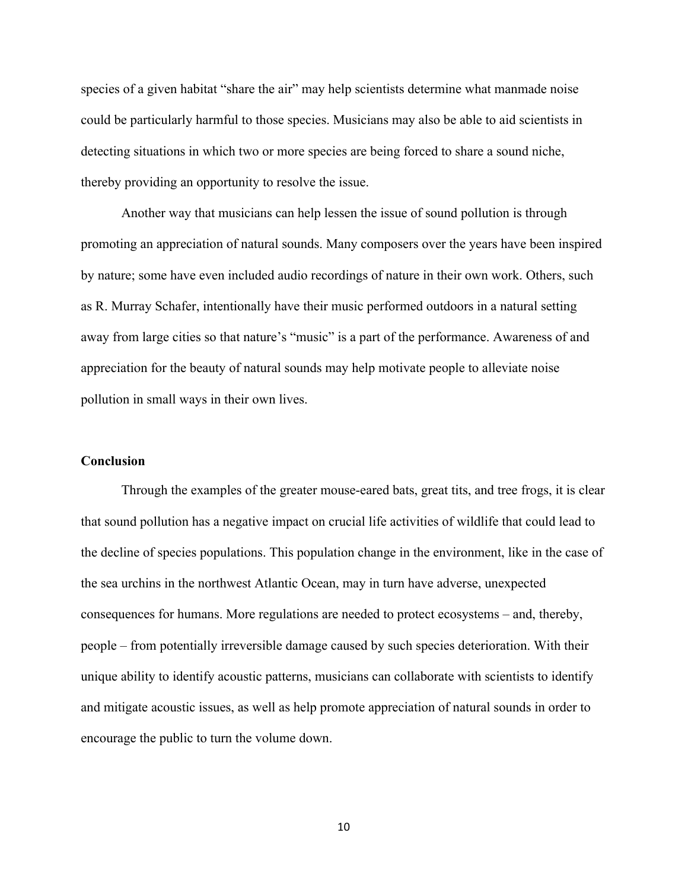species of a given habitat "share the air" may help scientists determine what manmade noise could be particularly harmful to those species. Musicians may also be able to aid scientists in detecting situations in which two or more species are being forced to share a sound niche, thereby providing an opportunity to resolve the issue.

Another way that musicians can help lessen the issue of sound pollution is through promoting an appreciation of natural sounds. Many composers over the years have been inspired by nature; some have even included audio recordings of nature in their own work. Others, such as R. Murray Schafer, intentionally have their music performed outdoors in a natural setting away from large cities so that nature's "music" is a part of the performance. Awareness of and appreciation for the beauty of natural sounds may help motivate people to alleviate noise pollution in small ways in their own lives.

## Conclusion

Through the examples of the greater mouse-eared bats, great tits, and tree frogs, it is clear that sound pollution has a negative impact on crucial life activities of wildlife that could lead to the decline of species populations. This population change in the environment, like in the case of the sea urchins in the northwest Atlantic Ocean, may in turn have adverse, unexpected consequences for humans. More regulations are needed to protect ecosystems – and, thereby, people – from potentially irreversible damage caused by such species deterioration. With their unique ability to identify acoustic patterns, musicians can collaborate with scientists to identify and mitigate acoustic issues, as well as help promote appreciation of natural sounds in order to encourage the public to turn the volume down.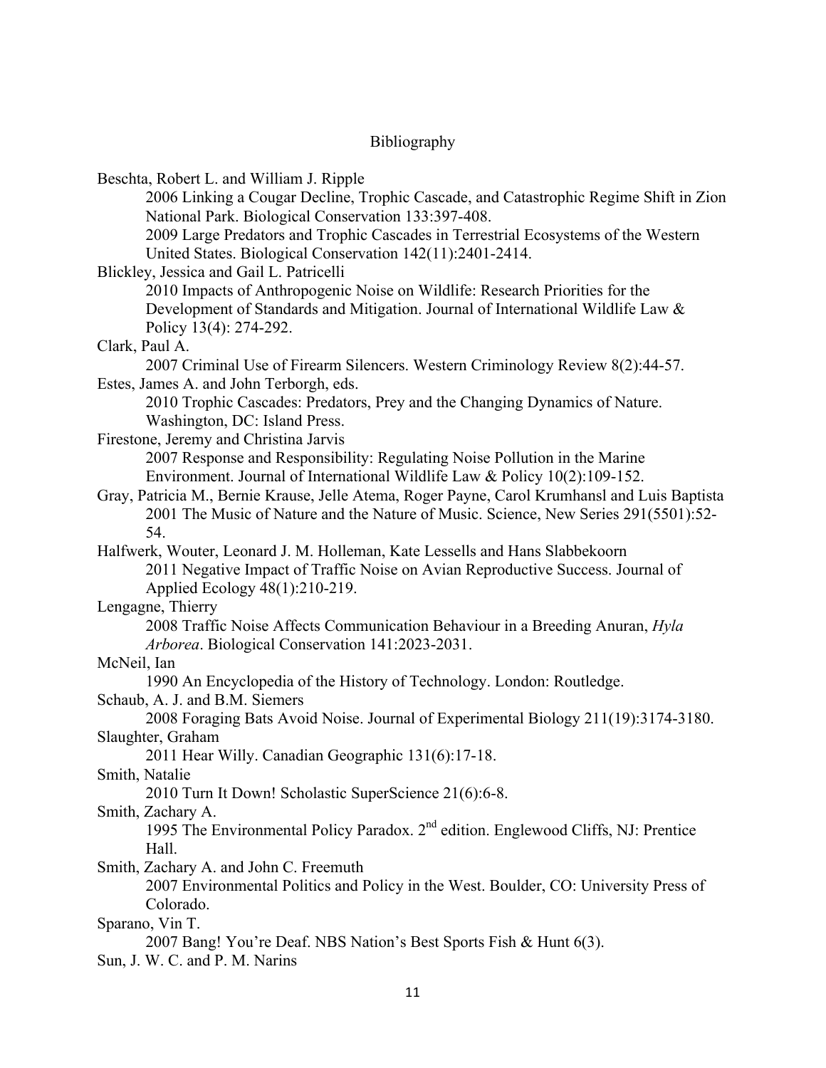Bibliography

Beschta, Robert L. and William J. Ripple

2006 Linking a Cougar Decline, Trophic Cascade, and Catastrophic Regime Shift in Zion National Park. Biological Conservation 133:397-408.

2009 Large Predators and Trophic Cascades in Terrestrial Ecosystems of the Western United States. Biological Conservation 142(11):2401-2414.

Blickley, Jessica and Gail L. Patricelli

2010 Impacts of Anthropogenic Noise on Wildlife: Research Priorities for the Development of Standards and Mitigation. Journal of International Wildlife Law & Policy 13(4): 274-292.

Clark, Paul A.

2007 Criminal Use of Firearm Silencers. Western Criminology Review 8(2):44-57.

Estes, James A. and John Terborgh, eds.

2010 Trophic Cascades: Predators, Prey and the Changing Dynamics of Nature. Washington, DC: Island Press.

Firestone, Jeremy and Christina Jarvis

2007 Response and Responsibility: Regulating Noise Pollution in the Marine Environment. Journal of International Wildlife Law & Policy 10(2):109-152.

Gray, Patricia M., Bernie Krause, Jelle Atema, Roger Payne, Carol Krumhansl and Luis Baptista

2001 The Music of Nature and the Nature of Music. Science, New Series 291(5501):52-54.

Halfwerk, Wouter, Leonard J. M. Holleman, Kate Lessells and Hans Slabbekoorn

2011 Negative Impact of Traffic Noise on Avian Reproductive Success. Journal of Applied Ecology 48(1):210-219.

Lengagne, Thierry

2008 Traffic Noise Affects Communication Behaviour in a Breeding Anuran, *Hyla Arborea*. Biological Conservation 141:2023-2031.

McNeil, Ian

1990 An Encyclopedia of the History of Technology. London: Routledge.

Schaub, A. J. and B.M. Siemers

2008 Foraging Bats Avoid Noise. Journal of Experimental Biology 211(19):3174-3180.

Slaughter, Graham

2011 Hear Willy. Canadian Geographic 131(6):17-18.

Smith, Natalie

2010 Turn It Down! Scholastic SuperScience 21(6):6-8.

Smith, Zachary A.

1995 The Environmental Policy Paradox. 2nd edition. Englewood Cliffs, NJ: Prentice Hall.

Smith, Zachary A. and John C. Freemuth

2007 Environmental Politics and Policy in the West. Boulder, CO: University Press of Colorado.

Sparano, Vin T.

2007 Bang! You're Deaf. NBS Nation's Best Sports Fish & Hunt 6(3).

Sun, J. W. C. and P. M. Narins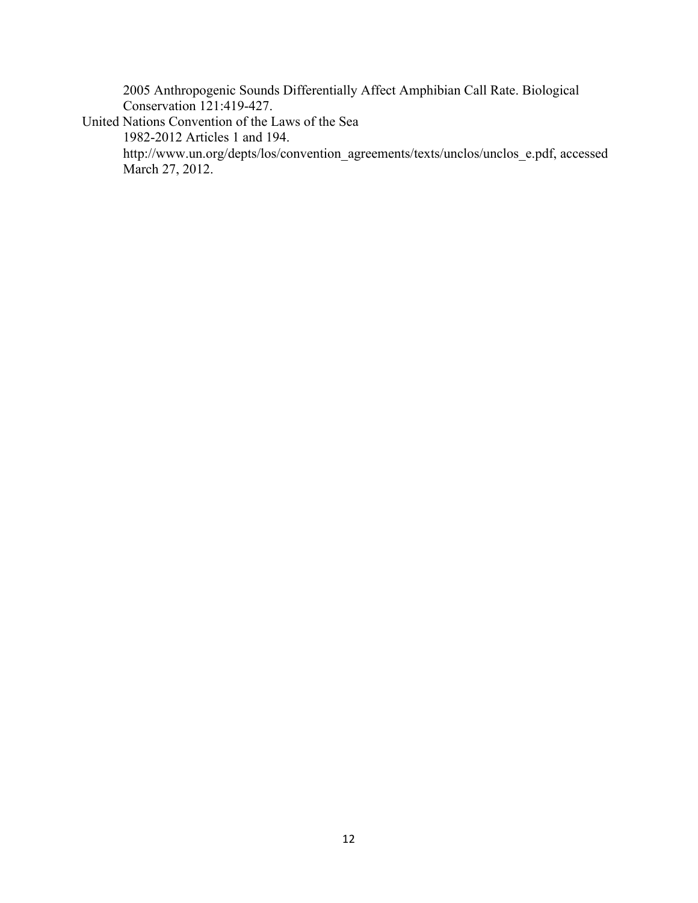2005 Anthropogenic Sounds Differentially Affect Amphibian Call Rate. Biological Conservation 121:419-427.

United Nations Convention of the Laws of the Sea

1982-2012 Articles 1 and 194. http://www.un.org/depts/los/convention_agreements/texts/unclos/unclos_e.pdf, accessed March 27, 2012.